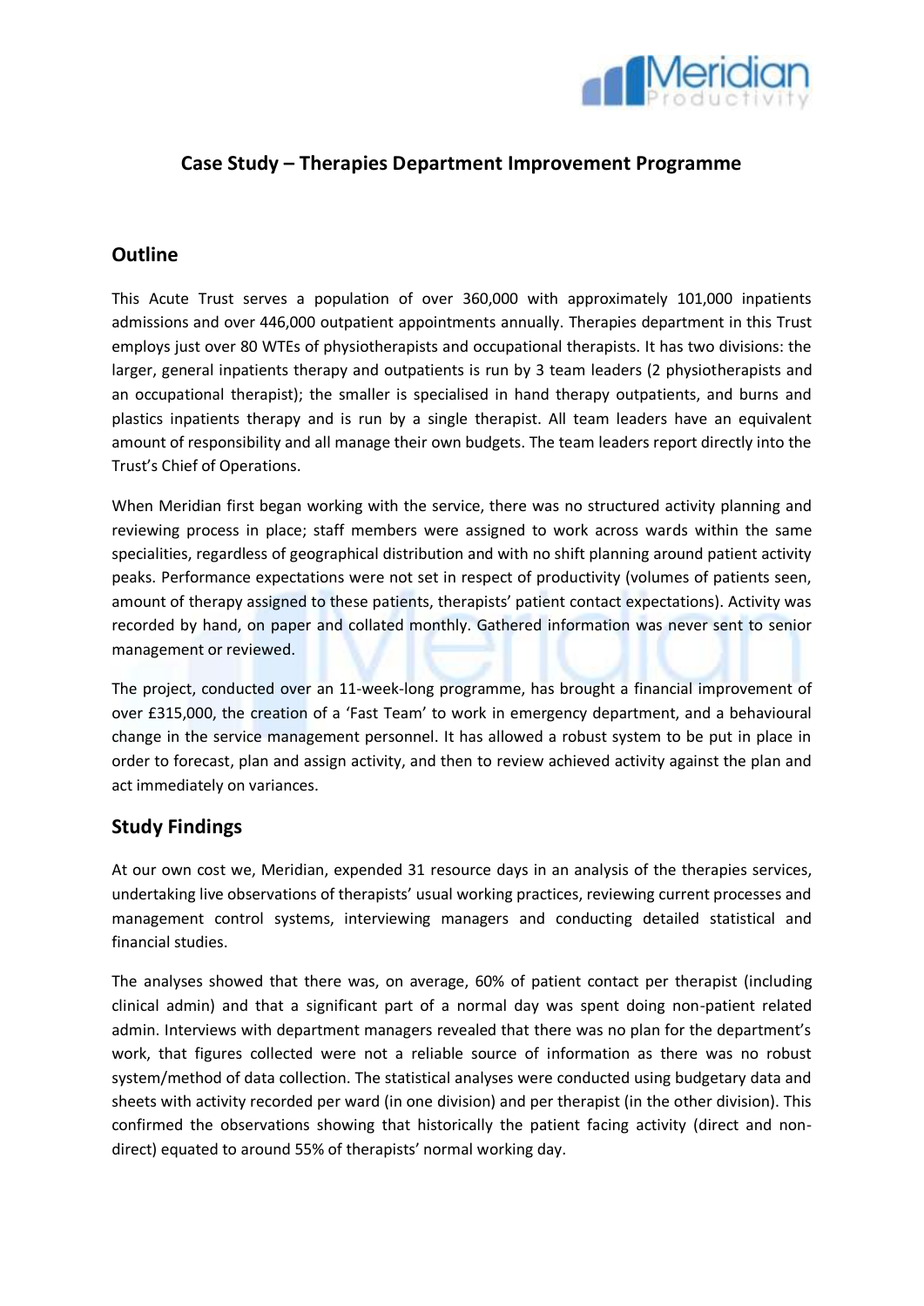# Case Study – Therapies Department Improvement Programme

## Outline

This Acute Trust serves a population of over 360,000 with approximately 101,000 inpatients admissions and over 446,000 outpatient appointments annually. Therapies department in this Trust employs just over 80 WTEs of physiotherapists and occupational therapists. It has two divisions: the larger, general inpatients therapy and outpatients is run by 3 team leaders (2 physiotherapists and an occupational therapist); the smaller is specialised in hand therapy outpatients, and burns and plastics inpatients therapy and is run by a single therapist. All team leaders have an equivalent amount of responsibility and all manage their own budgets. The team leaders report directly into the Trust's Chief of Operations.

When Meridian first began working with the service, there was no structured activity planning and reviewing process in place; staff members were assigned to work across wards within the same specialities, regardless of geographical distribution and with no shift planning around patient activity peaks. Performance expectations were not set in respect of productivity (volumes of patients seen, amount of therapy assigned to these patients, therapists' patient contact expectations). Activity was recorded by hand, on paper and collated monthly. Gathered information was never sent to senior management or reviewed.

The project, conducted over an 11-week-long programme, has brought a financial improvement of over £315,000, the creation of a 'Fast Team' to work in emergency department, and a behavioural change in the service management personnel. It has allowed a robust system to be put in place in order to forecast, plan and assign activity, and then to review achieved activity against the plan and act immediately on variances.

## Study Findings

At our own cost we, Meridian, expended 31 resource days in an analysis of the therapies services, undertaking live observations of therapists' usual working practices, reviewing current processes and management control systems, interviewing managers and conducting detailed statistical and financial studies.

The analyses showed that there was, on average, 60% of patient contact per therapist (including clinical admin) and that a significant part of a normal day was spent doing non-patient related admin. Interviews with department managers revealed that there was no plan for the department's work, that figures collected were not a reliable source of information as there was no robust system/method of data collection. The statistical analyses were conducted using budgetary data and sheets with activity recorded per ward (in one division) and per therapist (in the other division). This confirmed the observations showing that historically the patient facing activity (direct and non-direct) equated to around 55% of therapists' normal working day.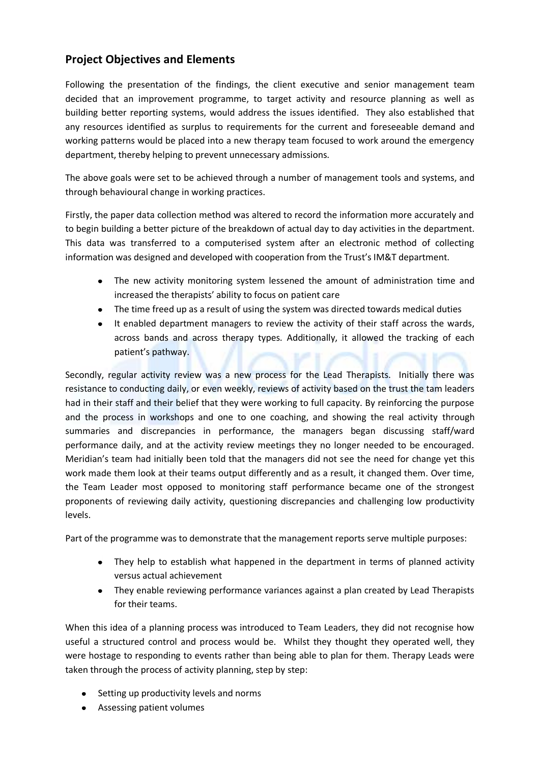## Project Objectives and Elements

Following the presentation of the findings, the client executive and senior management team decided that an improvement programme, to target activity and resource planning as well as building better reporting systems, would address the issues identified. They also established that any resources identified as surplus to requirements for the current and foreseeable demand and working patterns would be placed into a new therapy team focused to work around the emergency department, thereby helping to prevent unnecessary admissions.

The above goals were set to be achieved through a number of management tools and systems, and through behavioural change in working practices.

Firstly, the paper data collection method was altered to record the information more accurately and to begin building a better picture of the breakdown of actual day to day activities in the department. This data was transferred to a computerised system after an electronic method of collecting information was designed and developed with cooperation from the Trust's IM&T department.

- The new activity monitoring system lessened the amount of administration time and increased the therapists' ability to focus on patient care
- The time freed up as a result of using the system was directed towards medical duties
- It enabled department managers to review the activity of their staff across the wards, across bands and across therapy types. Additionally, it allowed the tracking of each patient's pathway.

Secondly, regular activity review was a new process for the Lead Therapists. Initially there was resistance to conducting daily, or even weekly, reviews of activity based on the trust the tam leaders had in their staff and their belief that they were working to full capacity. By reinforcing the purpose and the process in workshops and one to one coaching, and showing the real activity through summaries and discrepancies in performance, the managers began discussing staff/ward performance daily, and at the activity review meetings they no longer needed to be encouraged. Meridian's team had initially been told that the managers did not see the need for change yet this work made them look at their teams output differently and as a result, it changed them. Over time, the Team Leader most opposed to monitoring staff performance became one of the strongest proponents of reviewing daily activity, questioning discrepancies and challenging low productivity levels.

Part of the programme was to demonstrate that the management reports serve multiple purposes:

- They help to establish what happened in the department in terms of planned activity versus actual achievement
- They enable reviewing performance variances against a plan created by Lead Therapists for their teams.

When this idea of a planning process was introduced to Team Leaders, they did not recognise how useful a structured control and process would be. Whilst they thought they operated well, they were hostage to responding to events rather than being able to plan for them. Therapy Leads were taken through the process of activity planning, step by step:

- Setting up productivity levels and norms
- Assessing patient volumes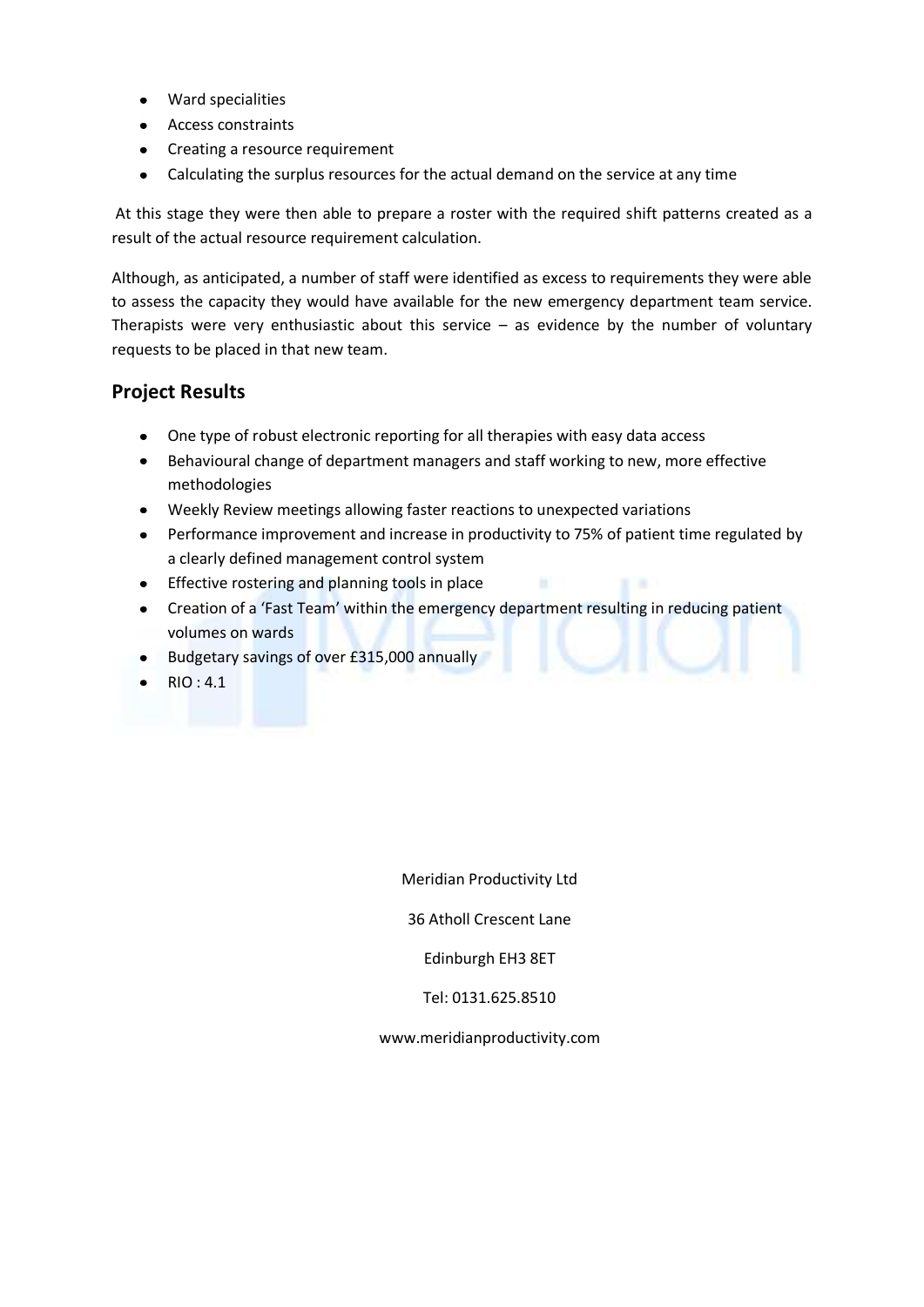- Ward specialities
- Access constraints
- Creating a resource requirement
- Calculating the surplus resources for the actual demand on the service at any time

At this stage they were then able to prepare a roster with the required shift patterns created as a result of the actual resource requirement calculation.

Although, as anticipated, a number of staff were identified as excess to requirements they were able to assess the capacity they would have available for the new emergency department team service. Therapists were very enthusiastic about this service – as evidence by the number of voluntary requests to be placed in that new team.

## Project Results

- One type of robust electronic reporting for all therapies with easy data access
- Behavioural change of department managers and staff working to new, more effective methodologies
- Weekly Review meetings allowing faster reactions to unexpected variations
- Performance improvement and increase in productivity to 75% of patient time regulated by a clearly defined management control system
- Effective rostering and planning tools in place
- Creation of a 'Fast Team' within the emergency department resulting in reducing patient volumes on wards
- Budgetary savings of over £315,000 annually
- RIO : 4.1

Meridian Productivity Ltd

36 Atholl Crescent Lane

Edinburgh EH3 8ET

Tel: 0131.625.8510

www.meridianproductivity.com